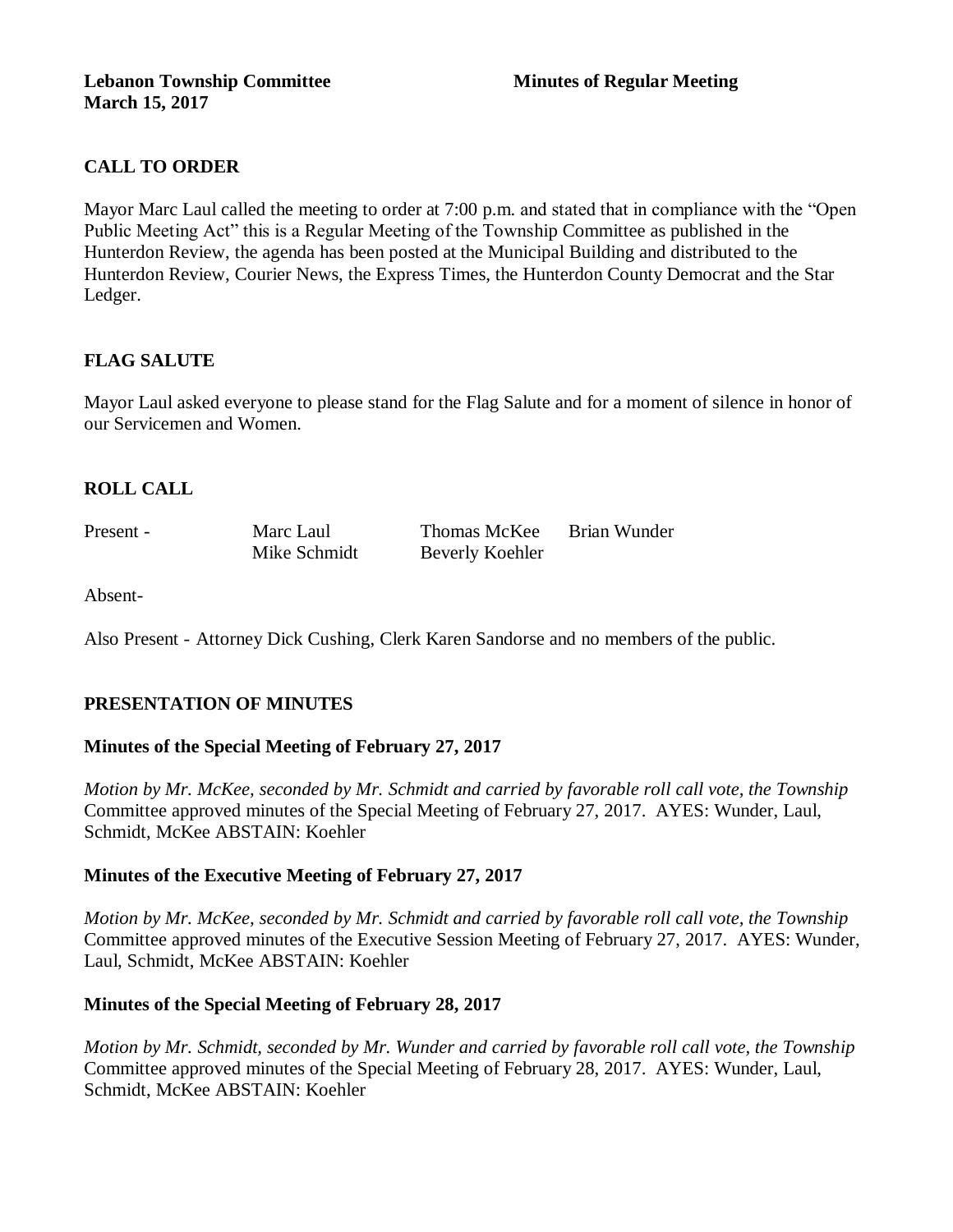**Lebanon Township Committee** **Minutes of Regular Meeting**
**March 15, 2017**

## CALL TO ORDER

Mayor Marc Laul called the meeting to order at 7:00 p.m. and stated that in compliance with the "Open Public Meeting Act" this is a Regular Meeting of the Township Committee as published in the Hunterdon Review, the agenda has been posted at the Municipal Building and distributed to the Hunterdon Review, Courier News, the Express Times, the Hunterdon County Democrat and the Star Ledger.

## FLAG SALUTE

Mayor Laul asked everyone to please stand for the Flag Salute and for a moment of silence in honor of our Servicemen and Women.

## ROLL CALL

| Present - | Marc Laul | Thomas McKee | Brian Wunder |
|---|---|---|---|
| | Mike Schmidt | Beverly Koehler | |

Absent-

Also Present - Attorney Dick Cushing, Clerk Karen Sandorse and no members of the public.

## PRESENTATION OF MINUTES

### Minutes of the Special Meeting of February 27, 2017

*Motion by Mr. McKee, seconded by Mr. Schmidt and carried by favorable roll call vote, the Township* Committee approved minutes of the Special Meeting of February 27, 2017. AYES: Wunder, Laul, Schmidt, McKee ABSTAIN: Koehler

### Minutes of the Executive Meeting of February 27, 2017

*Motion by Mr. McKee, seconded by Mr. Schmidt and carried by favorable roll call vote, the Township* Committee approved minutes of the Executive Session Meeting of February 27, 2017. AYES: Wunder, Laul, Schmidt, McKee ABSTAIN: Koehler

### Minutes of the Special Meeting of February 28, 2017

*Motion by Mr. Schmidt, seconded by Mr. Wunder and carried by favorable roll call vote, the Township* Committee approved minutes of the Special Meeting of February 28, 2017. AYES: Wunder, Laul, Schmidt, McKee ABSTAIN: Koehler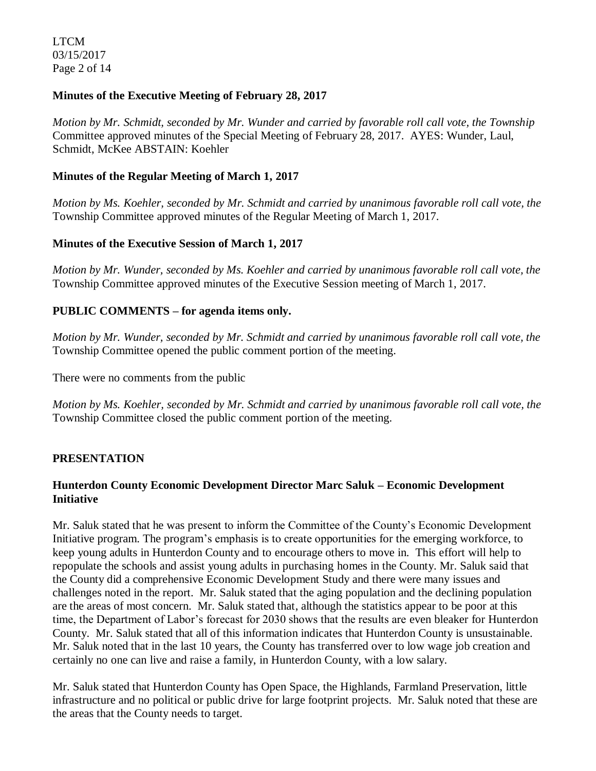### Minutes of the Executive Meeting of February 28, 2017

*Motion by Mr. Schmidt, seconded by Mr. Wunder and carried by favorable roll call vote, the Township* Committee approved minutes of the Special Meeting of February 28, 2017. AYES: Wunder, Laul, Schmidt, McKee ABSTAIN: Koehler

### Minutes of the Regular Meeting of March 1, 2017

*Motion by Ms. Koehler, seconded by Mr. Schmidt and carried by unanimous favorable roll call vote, the* Township Committee approved minutes of the Regular Meeting of March 1, 2017.

### Minutes of the Executive Session of March 1, 2017

*Motion by Mr. Wunder, seconded by Ms. Koehler and carried by unanimous favorable roll call vote, the* Township Committee approved minutes of the Executive Session meeting of March 1, 2017.

## PUBLIC COMMENTS – for agenda items only.

*Motion by Mr. Wunder, seconded by Mr. Schmidt and carried by unanimous favorable roll call vote, the* Township Committee opened the public comment portion of the meeting.

There were no comments from the public

*Motion by Ms. Koehler, seconded by Mr. Schmidt and carried by unanimous favorable roll call vote, the* Township Committee closed the public comment portion of the meeting.

## PRESENTATION

### Hunterdon County Economic Development Director Marc Saluk – Economic Development Initiative

Mr. Saluk stated that he was present to inform the Committee of the County's Economic Development Initiative program. The program's emphasis is to create opportunities for the emerging workforce, to keep young adults in Hunterdon County and to encourage others to move in. This effort will help to repopulate the schools and assist young adults in purchasing homes in the County. Mr. Saluk said that the County did a comprehensive Economic Development Study and there were many issues and challenges noted in the report. Mr. Saluk stated that the aging population and the declining population are the areas of most concern. Mr. Saluk stated that, although the statistics appear to be poor at this time, the Department of Labor's forecast for 2030 shows that the results are even bleaker for Hunterdon County. Mr. Saluk stated that all of this information indicates that Hunterdon County is unsustainable. Mr. Saluk noted that in the last 10 years, the County has transferred over to low wage job creation and certainly no one can live and raise a family, in Hunterdon County, with a low salary.

Mr. Saluk stated that Hunterdon County has Open Space, the Highlands, Farmland Preservation, little infrastructure and no political or public drive for large footprint projects. Mr. Saluk noted that these are the areas that the County needs to target.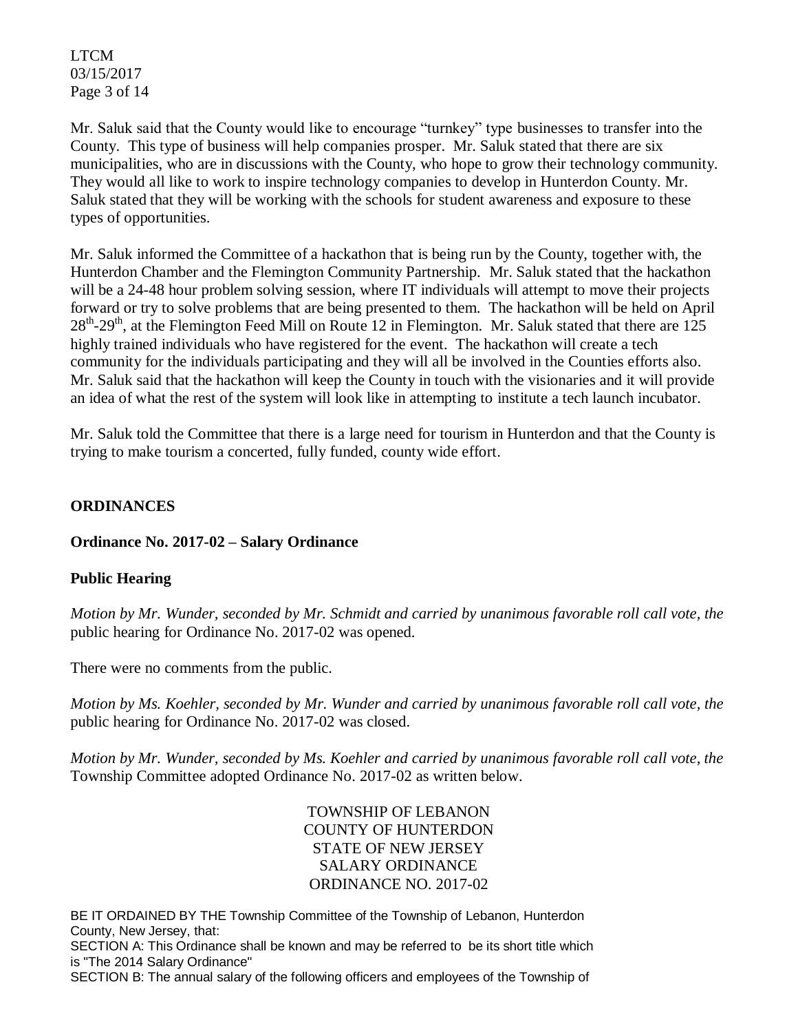Mr. Saluk said that the County would like to encourage "turnkey" type businesses to transfer into the County. This type of business will help companies prosper. Mr. Saluk stated that there are six municipalities, who are in discussions with the County, who hope to grow their technology community. They would all like to work to inspire technology companies to develop in Hunterdon County. Mr. Saluk stated that they will be working with the schools for student awareness and exposure to these types of opportunities.

Mr. Saluk informed the Committee of a hackathon that is being run by the County, together with, the Hunterdon Chamber and the Flemington Community Partnership. Mr. Saluk stated that the hackathon will be a 24-48 hour problem solving session, where IT individuals will attempt to move their projects forward or try to solve problems that are being presented to them. The hackathon will be held on April 28th-29th, at the Flemington Feed Mill on Route 12 in Flemington. Mr. Saluk stated that there are 125 highly trained individuals who have registered for the event. The hackathon will create a tech community for the individuals participating and they will all be involved in the Counties efforts also. Mr. Saluk said that the hackathon will keep the County in touch with the visionaries and it will provide an idea of what the rest of the system will look like in attempting to institute a tech launch incubator.

Mr. Saluk told the Committee that there is a large need for tourism in Hunterdon and that the County is trying to make tourism a concerted, fully funded, county wide effort.

## ORDINANCES

### Ordinance No. 2017-02 – Salary Ordinance

### Public Hearing

*Motion by Mr. Wunder, seconded by Mr. Schmidt and carried by unanimous favorable roll call vote, the* public hearing for Ordinance No. 2017-02 was opened.

There were no comments from the public.

*Motion by Ms. Koehler, seconded by Mr. Wunder and carried by unanimous favorable roll call vote, the* public hearing for Ordinance No. 2017-02 was closed.

*Motion by Mr. Wunder, seconded by Ms. Koehler and carried by unanimous favorable roll call vote, the* Township Committee adopted Ordinance No. 2017-02 as written below.

TOWNSHIP OF LEBANON
COUNTY OF HUNTERDON
STATE OF NEW JERSEY
SALARY ORDINANCE
ORDINANCE NO. 2017-02

BE IT ORDAINED BY THE Township Committee of the Township of Lebanon, Hunterdon County, New Jersey, that:
SECTION A: This Ordinance shall be known and may be referred to be its short title which is "The 2014 Salary Ordinance"
SECTION B: The annual salary of the following officers and employees of the Township of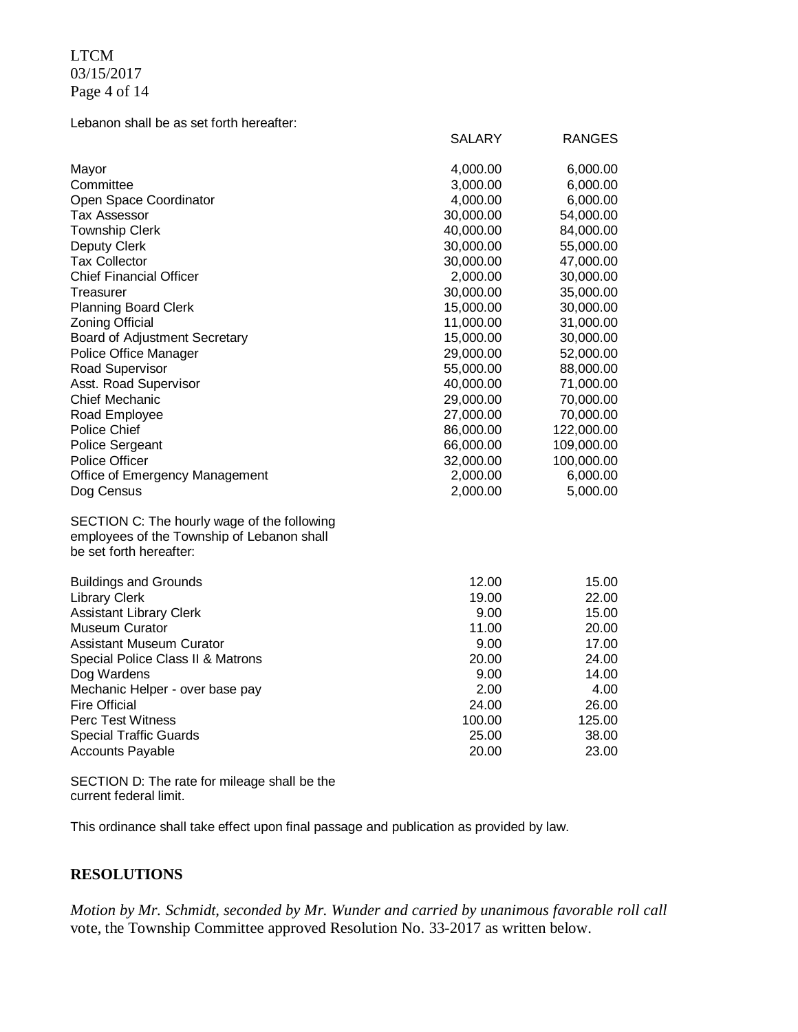Lebanon shall be as set forth hereafter:

| | SALARY | RANGES |
|---|---|---|
| Mayor | 4,000.00 | 6,000.00 |
| Committee | 3,000.00 | 6,000.00 |
| Open Space Coordinator | 4,000.00 | 6,000.00 |
| Tax Assessor | 30,000.00 | 54,000.00 |
| Township Clerk | 40,000.00 | 84,000.00 |
| Deputy Clerk | 30,000.00 | 55,000.00 |
| Tax Collector | 30,000.00 | 47,000.00 |
| Chief Financial Officer | 2,000.00 | 30,000.00 |
| Treasurer | 30,000.00 | 35,000.00 |
| Planning Board Clerk | 15,000.00 | 30,000.00 |
| Zoning Official | 11,000.00 | 31,000.00 |
| Board of Adjustment Secretary | 15,000.00 | 30,000.00 |
| Police Office Manager | 29,000.00 | 52,000.00 |
| Road Supervisor | 55,000.00 | 88,000.00 |
| Asst. Road Supervisor | 40,000.00 | 71,000.00 |
| Chief Mechanic | 29,000.00 | 70,000.00 |
| Road Employee | 27,000.00 | 70,000.00 |
| Police Chief | 86,000.00 | 122,000.00 |
| Police Sergeant | 66,000.00 | 109,000.00 |
| Police Officer | 32,000.00 | 100,000.00 |
| Office of Emergency Management | 2,000.00 | 6,000.00 |
| Dog Census | 2,000.00 | 5,000.00 |

SECTION C: The hourly wage of the following employees of the Township of Lebanon shall be set forth hereafter:

| | | |
|---|---|---|
| Buildings and Grounds | 12.00 | 15.00 |
| Library Clerk | 19.00 | 22.00 |
| Assistant Library Clerk | 9.00 | 15.00 |
| Museum Curator | 11.00 | 20.00 |
| Assistant Museum Curator | 9.00 | 17.00 |
| Special Police Class II & Matrons | 20.00 | 24.00 |
| Dog Wardens | 9.00 | 14.00 |
| Mechanic Helper - over base pay | 2.00 | 4.00 |
| Fire Official | 24.00 | 26.00 |
| Perc Test Witness | 100.00 | 125.00 |
| Special Traffic Guards | 25.00 | 38.00 |
| Accounts Payable | 20.00 | 23.00 |

SECTION D: The rate for mileage shall be the current federal limit.

This ordinance shall take effect upon final passage and publication as provided by law.

## RESOLUTIONS

*Motion by Mr. Schmidt, seconded by Mr. Wunder and carried by unanimous favorable roll call* vote, the Township Committee approved Resolution No. 33-2017 as written below.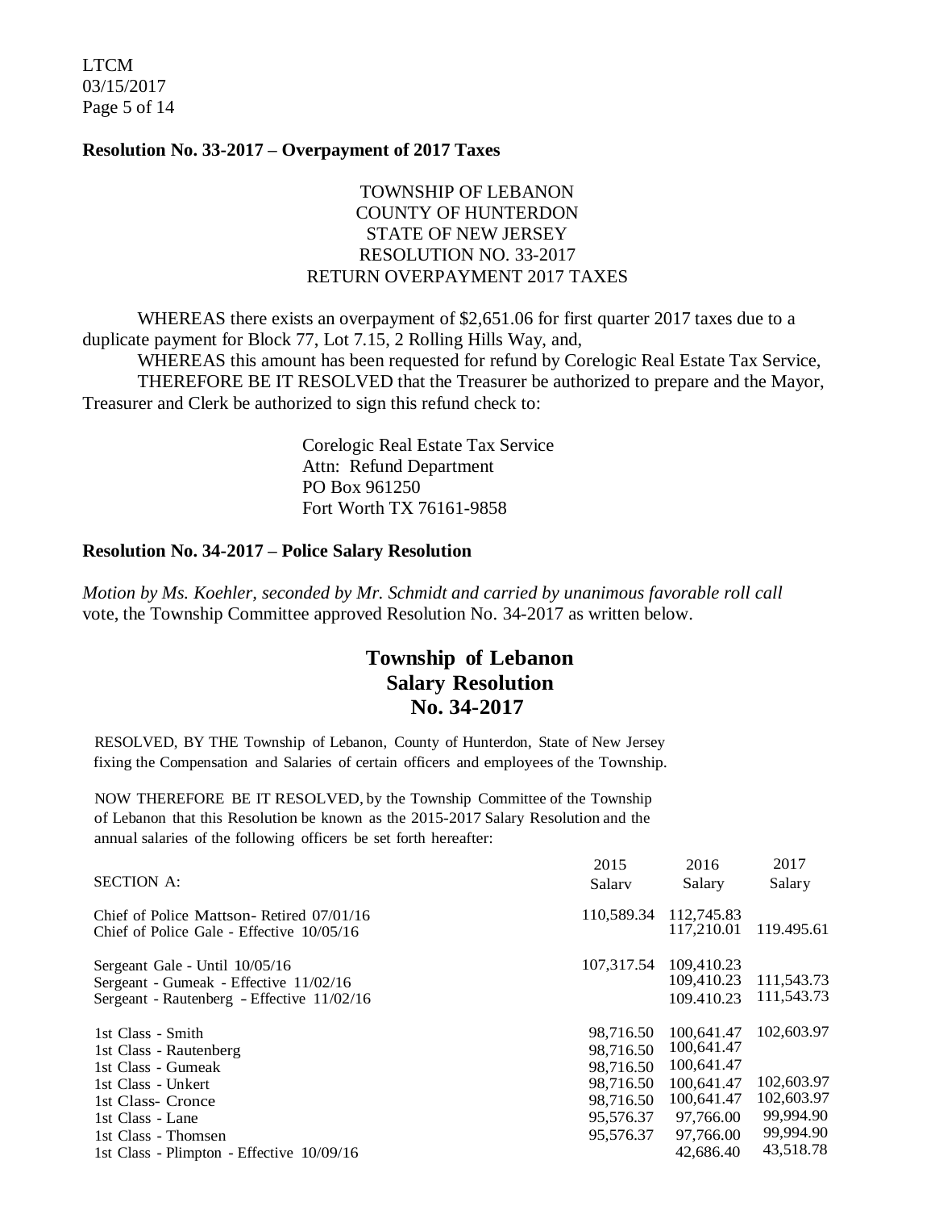**Resolution No. 33-2017 – Overpayment of 2017 Taxes**

TOWNSHIP OF LEBANON
COUNTY OF HUNTERDON
STATE OF NEW JERSEY
RESOLUTION NO. 33-2017
RETURN OVERPAYMENT 2017 TAXES

WHEREAS there exists an overpayment of $2,651.06 for first quarter 2017 taxes due to a duplicate payment for Block 77, Lot 7.15, 2 Rolling Hills Way, and,

WHEREAS this amount has been requested for refund by Corelogic Real Estate Tax Service,

THEREFORE BE IT RESOLVED that the Treasurer be authorized to prepare and the Mayor, Treasurer and Clerk be authorized to sign this refund check to:

Corelogic Real Estate Tax Service
Attn: Refund Department
PO Box 961250
Fort Worth TX 76161-9858

**Resolution No. 34-2017 – Police Salary Resolution**

*Motion by Ms. Koehler, seconded by Mr. Schmidt and carried by unanimous favorable roll call* vote, the Township Committee approved Resolution No. 34-2017 as written below.

## Township of Lebanon
## Salary Resolution
## No. 34-2017

RESOLVED, BY THE Township of Lebanon, County of Hunterdon, State of New Jersey fixing the Compensation and Salaries of certain officers and employees of the Township.

NOW THEREFORE BE IT RESOLVED, by the Township Committee of the Township of Lebanon that this Resolution be known as the 2015-2017 Salary Resolution and the annual salaries of the following officers be set forth hereafter:

| SECTION A: | 2015 Salarv | 2016 Salary | 2017 Salary |
|---|---|---|---|
| Chief of Police Mattson- Retired 07/01/16 | 110,589.34 | 112,745.83 | |
| Chief of Police Gale - Effective 10/05/16 | | 117,210.01 | 119.495.61 |
| Sergeant Gale - Until 10/05/16 | 107,317.54 | 109,410.23 | |
| Sergeant - Gumeak - Effective 11/02/16 | | 109,410.23 | 111,543.73 |
| Sergeant - Rautenberg - Effective 11/02/16 | | 109.410.23 | 111,543.73 |
| 1st Class - Smith | 98,716.50 | 100,641.47 | 102,603.97 |
| 1st Class - Rautenberg | 98,716.50 | 100,641.47 | |
| 1st Class - Gumeak | 98,716.50 | 100,641.47 | |
| 1st Class - Unkert | 98,716.50 | 100,641.47 | 102,603.97 |
| 1st Class- Cronce | 98,716.50 | 100,641.47 | 102,603.97 |
| 1st Class - Lane | 95,576.37 | 97,766.00 | 99,994.90 |
| 1st Class - Thomsen | 95,576.37 | 97,766.00 | 99,994.90 |
| 1st Class - Plimpton - Effective 10/09/16 | | 42,686.40 | 43,518.78 |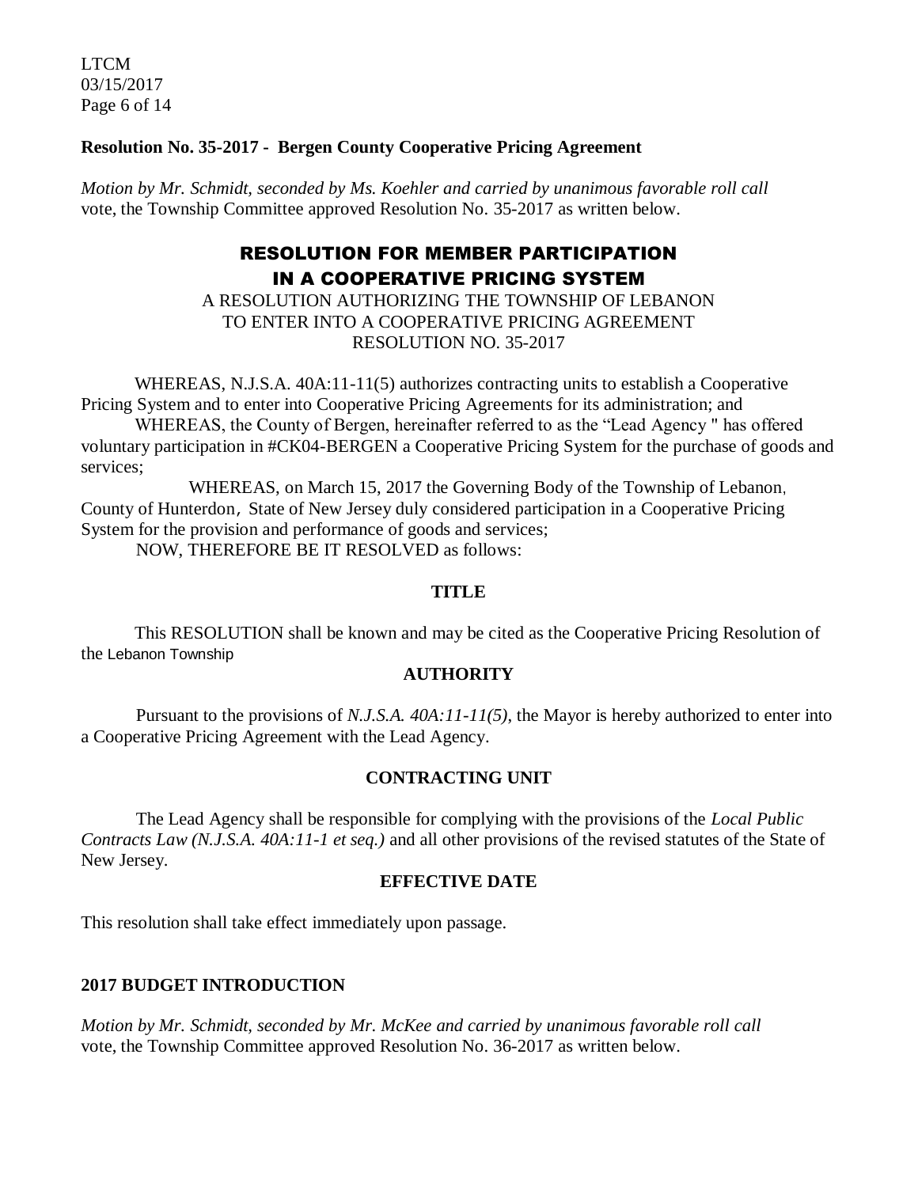**Resolution No. 35-2017 - Bergen County Cooperative Pricing Agreement**

*Motion by Mr. Schmidt, seconded by Ms. Koehler and carried by unanimous favorable roll call* vote, the Township Committee approved Resolution No. 35-2017 as written below.

## RESOLUTION FOR MEMBER PARTICIPATION IN A COOPERATIVE PRICING SYSTEM

A RESOLUTION AUTHORIZING THE TOWNSHIP OF LEBANON TO ENTER INTO A COOPERATIVE PRICING AGREEMENT RESOLUTION NO. 35-2017

WHEREAS, N.J.S.A. 40A:11-11(5) authorizes contracting units to establish a Cooperative Pricing System and to enter into Cooperative Pricing Agreements for its administration; and

WHEREAS, the County of Bergen, hereinafter referred to as the "Lead Agency " has offered voluntary participation in #CK04-BERGEN a Cooperative Pricing System for the purchase of goods and services;

WHEREAS, on March 15, 2017 the Governing Body of the Township of Lebanon, County of Hunterdon, State of New Jersey duly considered participation in a Cooperative Pricing System for the provision and performance of goods and services;

NOW, THEREFORE BE IT RESOLVED as follows:

**TITLE**

This RESOLUTION shall be known and may be cited as the Cooperative Pricing Resolution of the Lebanon Township

**AUTHORITY**

Pursuant to the provisions of *N.J.S.A. 40A:11-11(5)*, the Mayor is hereby authorized to enter into a Cooperative Pricing Agreement with the Lead Agency.

**CONTRACTING UNIT**

The Lead Agency shall be responsible for complying with the provisions of the *Local Public Contracts Law (N.J.S.A. 40A:11-1 et seq.)* and all other provisions of the revised statutes of the State of New Jersey.

**EFFECTIVE DATE**

This resolution shall take effect immediately upon passage.

**2017 BUDGET INTRODUCTION**

*Motion by Mr. Schmidt, seconded by Mr. McKee and carried by unanimous favorable roll call* vote, the Township Committee approved Resolution No. 36-2017 as written below.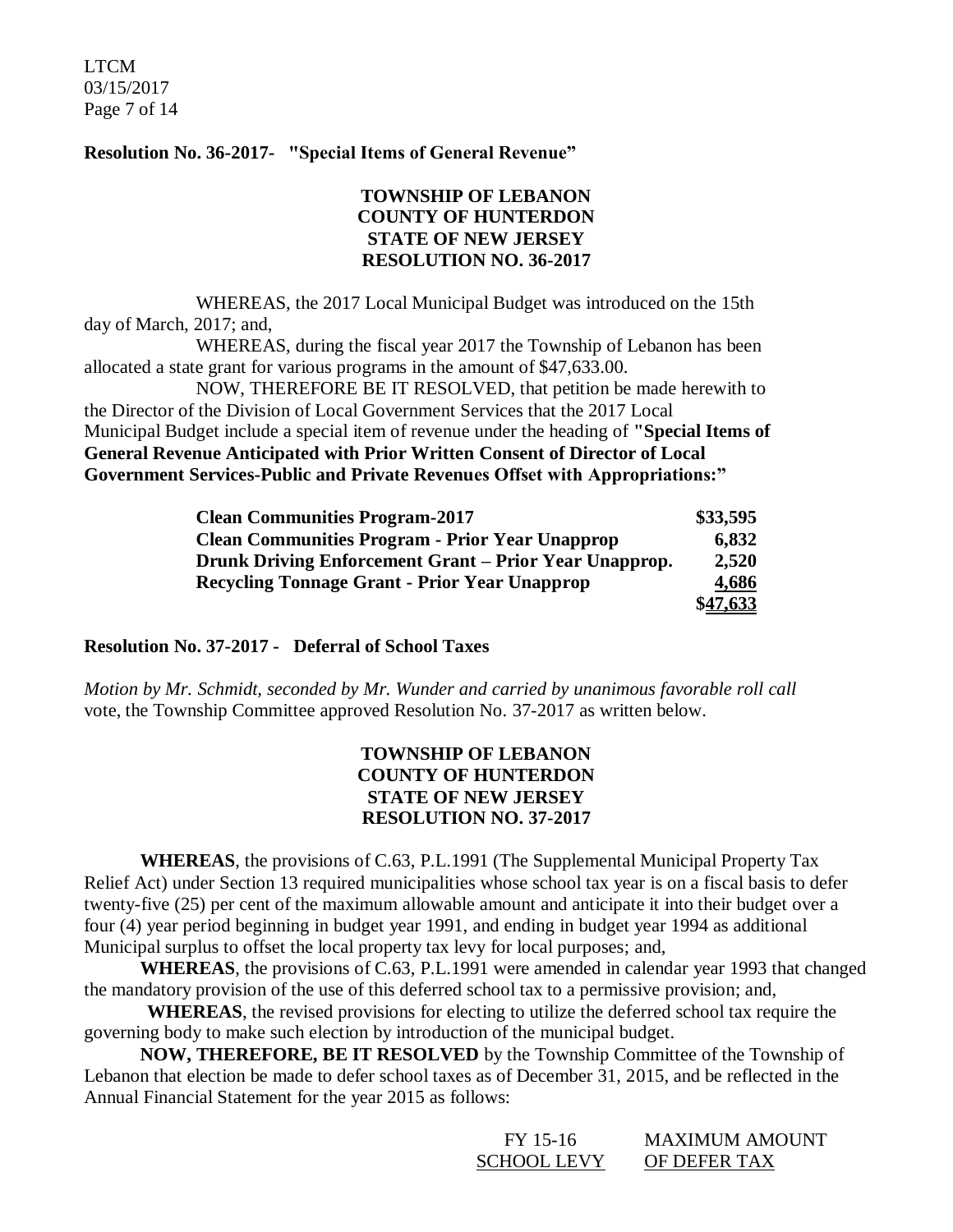**Resolution No. 36-2017- "Special Items of General Revenue"**

**TOWNSHIP OF LEBANON**
**COUNTY OF HUNTERDON**
**STATE OF NEW JERSEY**
**RESOLUTION NO. 36-2017**

WHEREAS, the 2017 Local Municipal Budget was introduced on the 15th day of March, 2017; and,

WHEREAS, during the fiscal year 2017 the Township of Lebanon has been allocated a state grant for various programs in the amount of $47,633.00.

NOW, THEREFORE BE IT RESOLVED, that petition be made herewith to the Director of the Division of Local Government Services that the 2017 Local Municipal Budget include a special item of revenue under the heading of **"Special Items of General Revenue Anticipated with Prior Written Consent of Director of Local Government Services-Public and Private Revenues Offset with Appropriations:"**

| | |
|---|---:|
| **Clean Communities Program-2017** | **$33,595** |
| **Clean Communities Program - Prior Year Unapprop** | **6,832** |
| **Drunk Driving Enforcement Grant – Prior Year Unapprop.** | **2,520** |
| **Recycling Tonnage Grant - Prior Year Unapprop** | **4,686** |
| | **$47,633** |

**Resolution No. 37-2017 - Deferral of School Taxes**

*Motion by Mr. Schmidt, seconded by Mr. Wunder and carried by unanimous favorable roll call* vote, the Township Committee approved Resolution No. 37-2017 as written below.

**TOWNSHIP OF LEBANON**
**COUNTY OF HUNTERDON**
**STATE OF NEW JERSEY**
**RESOLUTION NO. 37-2017**

**WHEREAS**, the provisions of C.63, P.L.1991 (The Supplemental Municipal Property Tax Relief Act) under Section 13 required municipalities whose school tax year is on a fiscal basis to defer twenty-five (25) per cent of the maximum allowable amount and anticipate it into their budget over a four (4) year period beginning in budget year 1991, and ending in budget year 1994 as additional Municipal surplus to offset the local property tax levy for local purposes; and,

**WHEREAS**, the provisions of C.63, P.L.1991 were amended in calendar year 1993 that changed the mandatory provision of the use of this deferred school tax to a permissive provision; and,

**WHEREAS**, the revised provisions for electing to utilize the deferred school tax require the governing body to make such election by introduction of the municipal budget.

**NOW, THEREFORE, BE IT RESOLVED** by the Township Committee of the Township of Lebanon that election be made to defer school taxes as of December 31, 2015, and be reflected in the Annual Financial Statement for the year 2015 as follows:

| FY 15-16 SCHOOL LEVY | MAXIMUM AMOUNT OF DEFER TAX |
|---|---|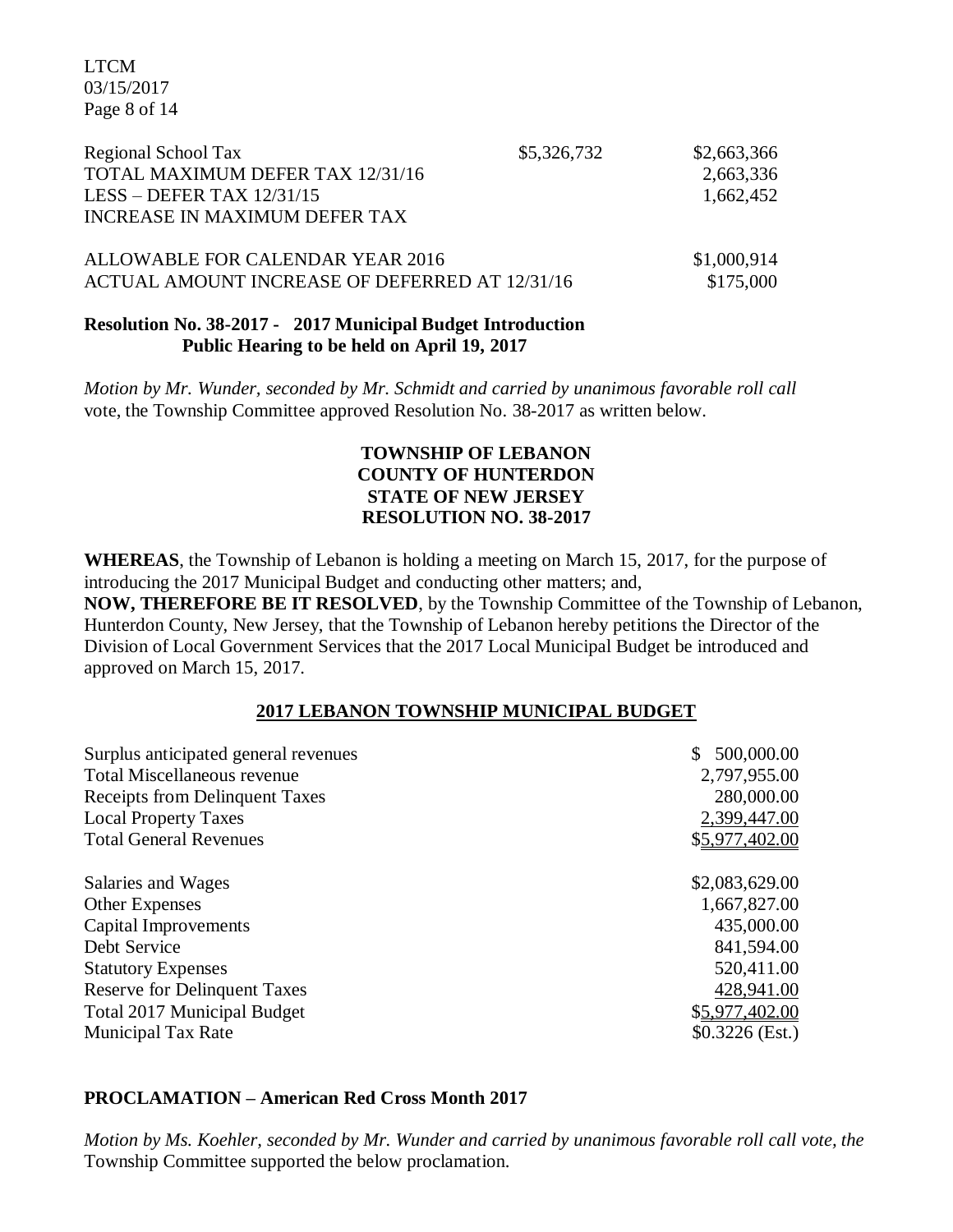| | | |
|---|---|---|
| Regional School Tax | $5,326,732 | $2,663,366 |
| TOTAL MAXIMUM DEFER TAX 12/31/16 | | 2,663,336 |
| LESS – DEFER TAX 12/31/15 | | 1,662,452 |
| INCREASE IN MAXIMUM DEFER TAX | | |
| | | |
| ALLOWABLE FOR CALENDAR YEAR 2016 | | $1,000,914 |
| ACTUAL AMOUNT INCREASE OF DEFERRED AT 12/31/16 | | $175,000 |

**Resolution No. 38-2017 - 2017 Municipal Budget Introduction**
**Public Hearing to be held on April 19, 2017**

*Motion by Mr. Wunder, seconded by Mr. Schmidt and carried by unanimous favorable roll call* vote, the Township Committee approved Resolution No. 38-2017 as written below.

**TOWNSHIP OF LEBANON**
**COUNTY OF HUNTERDON**
**STATE OF NEW JERSEY**
**RESOLUTION NO. 38-2017**

**WHEREAS**, the Township of Lebanon is holding a meeting on March 15, 2017, for the purpose of introducing the 2017 Municipal Budget and conducting other matters; and,
**NOW, THEREFORE BE IT RESOLVED**, by the Township Committee of the Township of Lebanon, Hunterdon County, New Jersey, that the Township of Lebanon hereby petitions the Director of the Division of Local Government Services that the 2017 Local Municipal Budget be introduced and approved on March 15, 2017.

**2017 LEBANON TOWNSHIP MUNICIPAL BUDGET**

| | |
|---|---|
| Surplus anticipated general revenues | $ 500,000.00 |
| Total Miscellaneous revenue | 2,797,955.00 |
| Receipts from Delinquent Taxes | 280,000.00 |
| Local Property Taxes | 2,399,447.00 |
| Total General Revenues | $5,977,402.00 |
| | |
| Salaries and Wages | $2,083,629.00 |
| Other Expenses | 1,667,827.00 |
| Capital Improvements | 435,000.00 |
| Debt Service | 841,594.00 |
| Statutory Expenses | 520,411.00 |
| Reserve for Delinquent Taxes | 428,941.00 |
| Total 2017 Municipal Budget | $5,977,402.00 |
| Municipal Tax Rate | $0.3226 (Est.) |

**PROCLAMATION – American Red Cross Month 2017**

*Motion by Ms. Koehler, seconded by Mr. Wunder and carried by unanimous favorable roll call vote, the* Township Committee supported the below proclamation.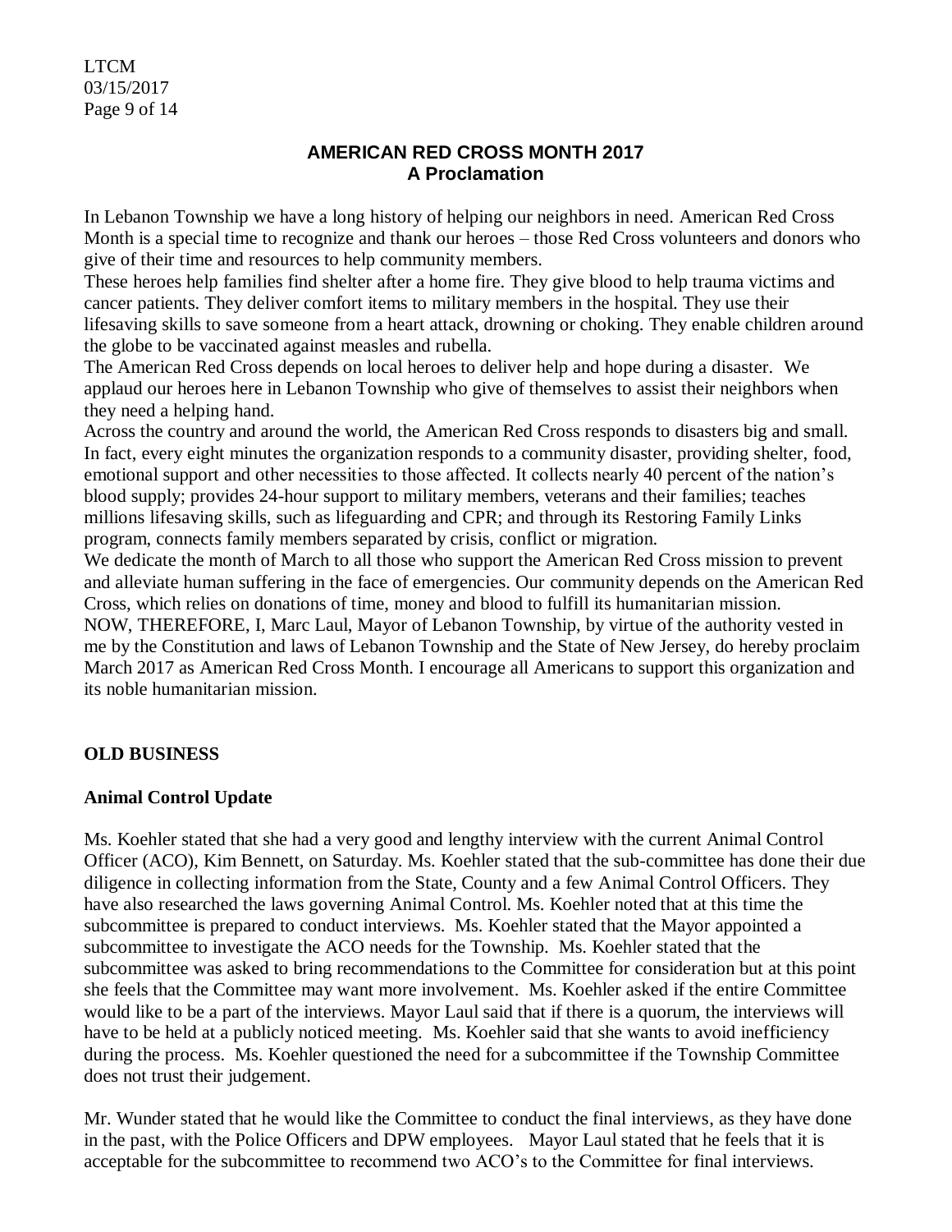## AMERICAN RED CROSS MONTH 2017
### A Proclamation

In Lebanon Township we have a long history of helping our neighbors in need. American Red Cross Month is a special time to recognize and thank our heroes – those Red Cross volunteers and donors who give of their time and resources to help community members.

These heroes help families find shelter after a home fire. They give blood to help trauma victims and cancer patients. They deliver comfort items to military members in the hospital. They use their lifesaving skills to save someone from a heart attack, drowning or choking. They enable children around the globe to be vaccinated against measles and rubella.

The American Red Cross depends on local heroes to deliver help and hope during a disaster. We applaud our heroes here in Lebanon Township who give of themselves to assist their neighbors when they need a helping hand.

Across the country and around the world, the American Red Cross responds to disasters big and small. In fact, every eight minutes the organization responds to a community disaster, providing shelter, food, emotional support and other necessities to those affected. It collects nearly 40 percent of the nation's blood supply; provides 24-hour support to military members, veterans and their families; teaches millions lifesaving skills, such as lifeguarding and CPR; and through its Restoring Family Links program, connects family members separated by crisis, conflict or migration.

We dedicate the month of March to all those who support the American Red Cross mission to prevent and alleviate human suffering in the face of emergencies. Our community depends on the American Red Cross, which relies on donations of time, money and blood to fulfill its humanitarian mission.

NOW, THEREFORE, I, Marc Laul, Mayor of Lebanon Township, by virtue of the authority vested in me by the Constitution and laws of Lebanon Township and the State of New Jersey, do hereby proclaim March 2017 as American Red Cross Month. I encourage all Americans to support this organization and its noble humanitarian mission.

**OLD BUSINESS**

**Animal Control Update**

Ms. Koehler stated that she had a very good and lengthy interview with the current Animal Control Officer (ACO), Kim Bennett, on Saturday. Ms. Koehler stated that the sub-committee has done their due diligence in collecting information from the State, County and a few Animal Control Officers. They have also researched the laws governing Animal Control. Ms. Koehler noted that at this time the subcommittee is prepared to conduct interviews. Ms. Koehler stated that the Mayor appointed a subcommittee to investigate the ACO needs for the Township. Ms. Koehler stated that the subcommittee was asked to bring recommendations to the Committee for consideration but at this point she feels that the Committee may want more involvement. Ms. Koehler asked if the entire Committee would like to be a part of the interviews. Mayor Laul said that if there is a quorum, the interviews will have to be held at a publicly noticed meeting. Ms. Koehler said that she wants to avoid inefficiency during the process. Ms. Koehler questioned the need for a subcommittee if the Township Committee does not trust their judgement.

Mr. Wunder stated that he would like the Committee to conduct the final interviews, as they have done in the past, with the Police Officers and DPW employees. Mayor Laul stated that he feels that it is acceptable for the subcommittee to recommend two ACO's to the Committee for final interviews.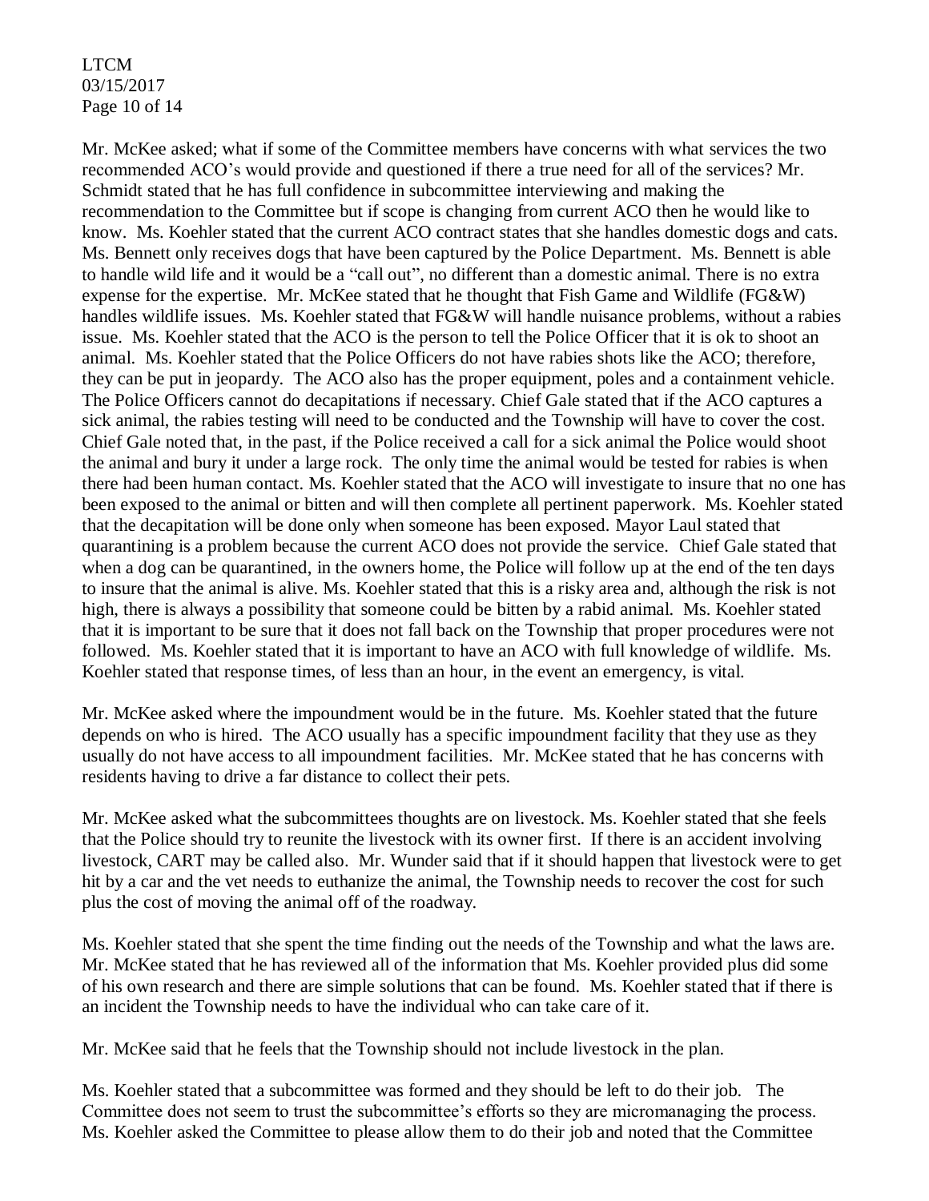Mr. McKee asked; what if some of the Committee members have concerns with what services the two recommended ACO's would provide and questioned if there a true need for all of the services? Mr. Schmidt stated that he has full confidence in subcommittee interviewing and making the recommendation to the Committee but if scope is changing from current ACO then he would like to know. Ms. Koehler stated that the current ACO contract states that she handles domestic dogs and cats. Ms. Bennett only receives dogs that have been captured by the Police Department. Ms. Bennett is able to handle wild life and it would be a "call out", no different than a domestic animal. There is no extra expense for the expertise. Mr. McKee stated that he thought that Fish Game and Wildlife (FG&W) handles wildlife issues. Ms. Koehler stated that FG&W will handle nuisance problems, without a rabies issue. Ms. Koehler stated that the ACO is the person to tell the Police Officer that it is ok to shoot an animal. Ms. Koehler stated that the Police Officers do not have rabies shots like the ACO; therefore, they can be put in jeopardy. The ACO also has the proper equipment, poles and a containment vehicle. The Police Officers cannot do decapitations if necessary. Chief Gale stated that if the ACO captures a sick animal, the rabies testing will need to be conducted and the Township will have to cover the cost. Chief Gale noted that, in the past, if the Police received a call for a sick animal the Police would shoot the animal and bury it under a large rock. The only time the animal would be tested for rabies is when there had been human contact. Ms. Koehler stated that the ACO will investigate to insure that no one has been exposed to the animal or bitten and will then complete all pertinent paperwork. Ms. Koehler stated that the decapitation will be done only when someone has been exposed. Mayor Laul stated that quarantining is a problem because the current ACO does not provide the service. Chief Gale stated that when a dog can be quarantined, in the owners home, the Police will follow up at the end of the ten days to insure that the animal is alive. Ms. Koehler stated that this is a risky area and, although the risk is not high, there is always a possibility that someone could be bitten by a rabid animal. Ms. Koehler stated that it is important to be sure that it does not fall back on the Township that proper procedures were not followed. Ms. Koehler stated that it is important to have an ACO with full knowledge of wildlife. Ms. Koehler stated that response times, of less than an hour, in the event an emergency, is vital.

Mr. McKee asked where the impoundment would be in the future. Ms. Koehler stated that the future depends on who is hired. The ACO usually has a specific impoundment facility that they use as they usually do not have access to all impoundment facilities. Mr. McKee stated that he has concerns with residents having to drive a far distance to collect their pets.

Mr. McKee asked what the subcommittees thoughts are on livestock. Ms. Koehler stated that she feels that the Police should try to reunite the livestock with its owner first. If there is an accident involving livestock, CART may be called also. Mr. Wunder said that if it should happen that livestock were to get hit by a car and the vet needs to euthanize the animal, the Township needs to recover the cost for such plus the cost of moving the animal off of the roadway.

Ms. Koehler stated that she spent the time finding out the needs of the Township and what the laws are. Mr. McKee stated that he has reviewed all of the information that Ms. Koehler provided plus did some of his own research and there are simple solutions that can be found. Ms. Koehler stated that if there is an incident the Township needs to have the individual who can take care of it.

Mr. McKee said that he feels that the Township should not include livestock in the plan.

Ms. Koehler stated that a subcommittee was formed and they should be left to do their job. The Committee does not seem to trust the subcommittee's efforts so they are micromanaging the process. Ms. Koehler asked the Committee to please allow them to do their job and noted that the Committee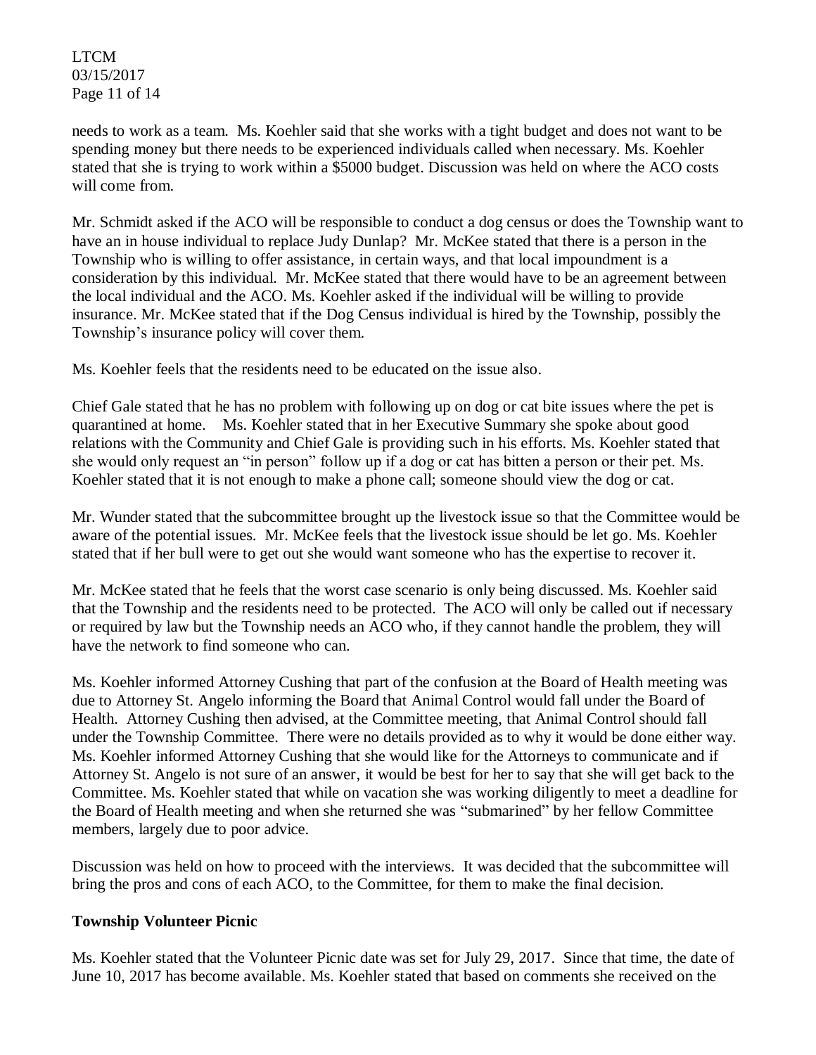needs to work as a team. Ms. Koehler said that she works with a tight budget and does not want to be spending money but there needs to be experienced individuals called when necessary. Ms. Koehler stated that she is trying to work within a $5000 budget. Discussion was held on where the ACO costs will come from.

Mr. Schmidt asked if the ACO will be responsible to conduct a dog census or does the Township want to have an in house individual to replace Judy Dunlap? Mr. McKee stated that there is a person in the Township who is willing to offer assistance, in certain ways, and that local impoundment is a consideration by this individual. Mr. McKee stated that there would have to be an agreement between the local individual and the ACO. Ms. Koehler asked if the individual will be willing to provide insurance. Mr. McKee stated that if the Dog Census individual is hired by the Township, possibly the Township's insurance policy will cover them.

Ms. Koehler feels that the residents need to be educated on the issue also.

Chief Gale stated that he has no problem with following up on dog or cat bite issues where the pet is quarantined at home. Ms. Koehler stated that in her Executive Summary she spoke about good relations with the Community and Chief Gale is providing such in his efforts. Ms. Koehler stated that she would only request an "in person" follow up if a dog or cat has bitten a person or their pet. Ms. Koehler stated that it is not enough to make a phone call; someone should view the dog or cat.

Mr. Wunder stated that the subcommittee brought up the livestock issue so that the Committee would be aware of the potential issues. Mr. McKee feels that the livestock issue should be let go. Ms. Koehler stated that if her bull were to get out she would want someone who has the expertise to recover it.

Mr. McKee stated that he feels that the worst case scenario is only being discussed. Ms. Koehler said that the Township and the residents need to be protected. The ACO will only be called out if necessary or required by law but the Township needs an ACO who, if they cannot handle the problem, they will have the network to find someone who can.

Ms. Koehler informed Attorney Cushing that part of the confusion at the Board of Health meeting was due to Attorney St. Angelo informing the Board that Animal Control would fall under the Board of Health. Attorney Cushing then advised, at the Committee meeting, that Animal Control should fall under the Township Committee. There were no details provided as to why it would be done either way. Ms. Koehler informed Attorney Cushing that she would like for the Attorneys to communicate and if Attorney St. Angelo is not sure of an answer, it would be best for her to say that she will get back to the Committee. Ms. Koehler stated that while on vacation she was working diligently to meet a deadline for the Board of Health meeting and when she returned she was "submarined" by her fellow Committee members, largely due to poor advice.

Discussion was held on how to proceed with the interviews. It was decided that the subcommittee will bring the pros and cons of each ACO, to the Committee, for them to make the final decision.

**Township Volunteer Picnic**

Ms. Koehler stated that the Volunteer Picnic date was set for July 29, 2017. Since that time, the date of June 10, 2017 has become available. Ms. Koehler stated that based on comments she received on the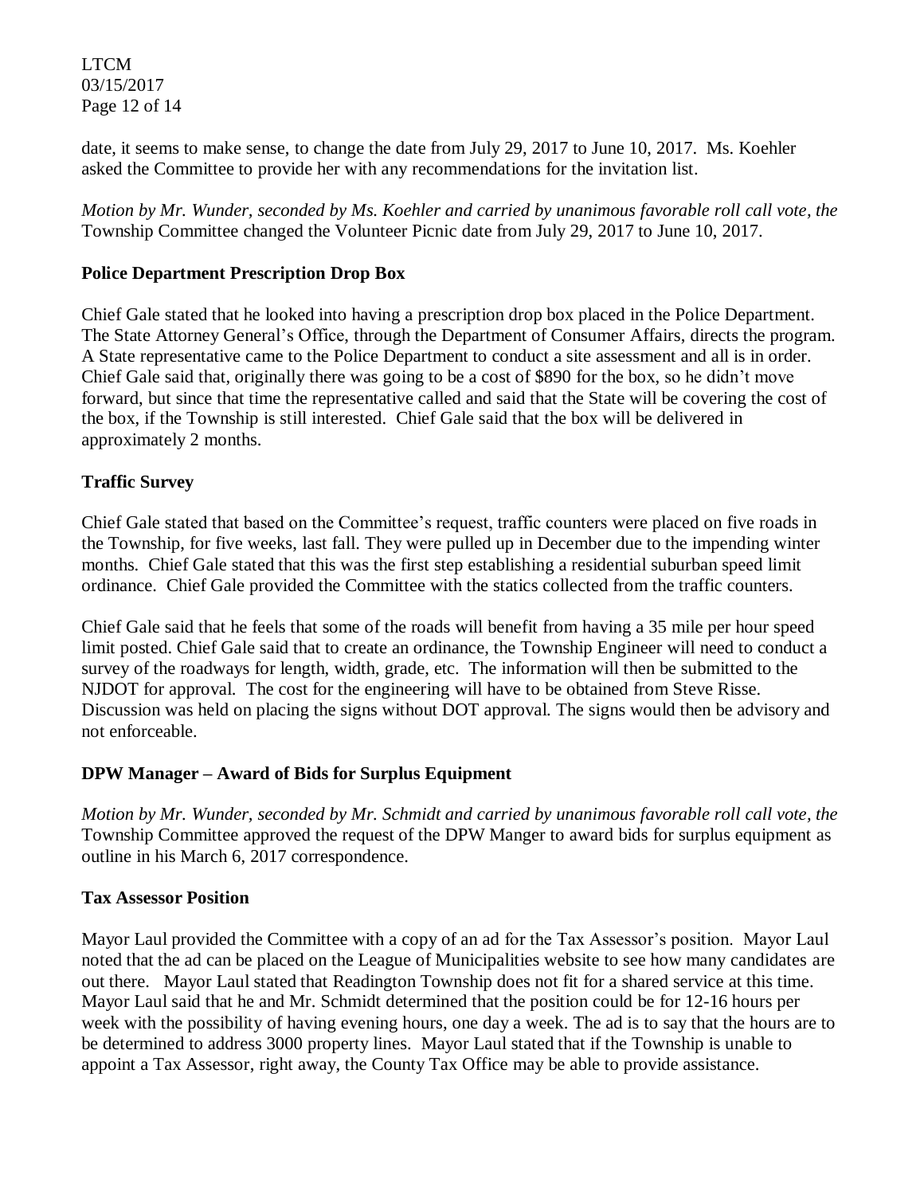date, it seems to make sense, to change the date from July 29, 2017 to June 10, 2017. Ms. Koehler asked the Committee to provide her with any recommendations for the invitation list.

*Motion by Mr. Wunder, seconded by Ms. Koehler and carried by unanimous favorable roll call vote, the* Township Committee changed the Volunteer Picnic date from July 29, 2017 to June 10, 2017.

**Police Department Prescription Drop Box**

Chief Gale stated that he looked into having a prescription drop box placed in the Police Department. The State Attorney General's Office, through the Department of Consumer Affairs, directs the program. A State representative came to the Police Department to conduct a site assessment and all is in order. Chief Gale said that, originally there was going to be a cost of $890 for the box, so he didn't move forward, but since that time the representative called and said that the State will be covering the cost of the box, if the Township is still interested. Chief Gale said that the box will be delivered in approximately 2 months.

**Traffic Survey**

Chief Gale stated that based on the Committee's request, traffic counters were placed on five roads in the Township, for five weeks, last fall. They were pulled up in December due to the impending winter months. Chief Gale stated that this was the first step establishing a residential suburban speed limit ordinance. Chief Gale provided the Committee with the statics collected from the traffic counters.

Chief Gale said that he feels that some of the roads will benefit from having a 35 mile per hour speed limit posted. Chief Gale said that to create an ordinance, the Township Engineer will need to conduct a survey of the roadways for length, width, grade, etc. The information will then be submitted to the NJDOT for approval. The cost for the engineering will have to be obtained from Steve Risse. Discussion was held on placing the signs without DOT approval. The signs would then be advisory and not enforceable.

**DPW Manager – Award of Bids for Surplus Equipment**

*Motion by Mr. Wunder, seconded by Mr. Schmidt and carried by unanimous favorable roll call vote, the* Township Committee approved the request of the DPW Manger to award bids for surplus equipment as outline in his March 6, 2017 correspondence.

**Tax Assessor Position**

Mayor Laul provided the Committee with a copy of an ad for the Tax Assessor's position. Mayor Laul noted that the ad can be placed on the League of Municipalities website to see how many candidates are out there. Mayor Laul stated that Readington Township does not fit for a shared service at this time. Mayor Laul said that he and Mr. Schmidt determined that the position could be for 12-16 hours per week with the possibility of having evening hours, one day a week. The ad is to say that the hours are to be determined to address 3000 property lines. Mayor Laul stated that if the Township is unable to appoint a Tax Assessor, right away, the County Tax Office may be able to provide assistance.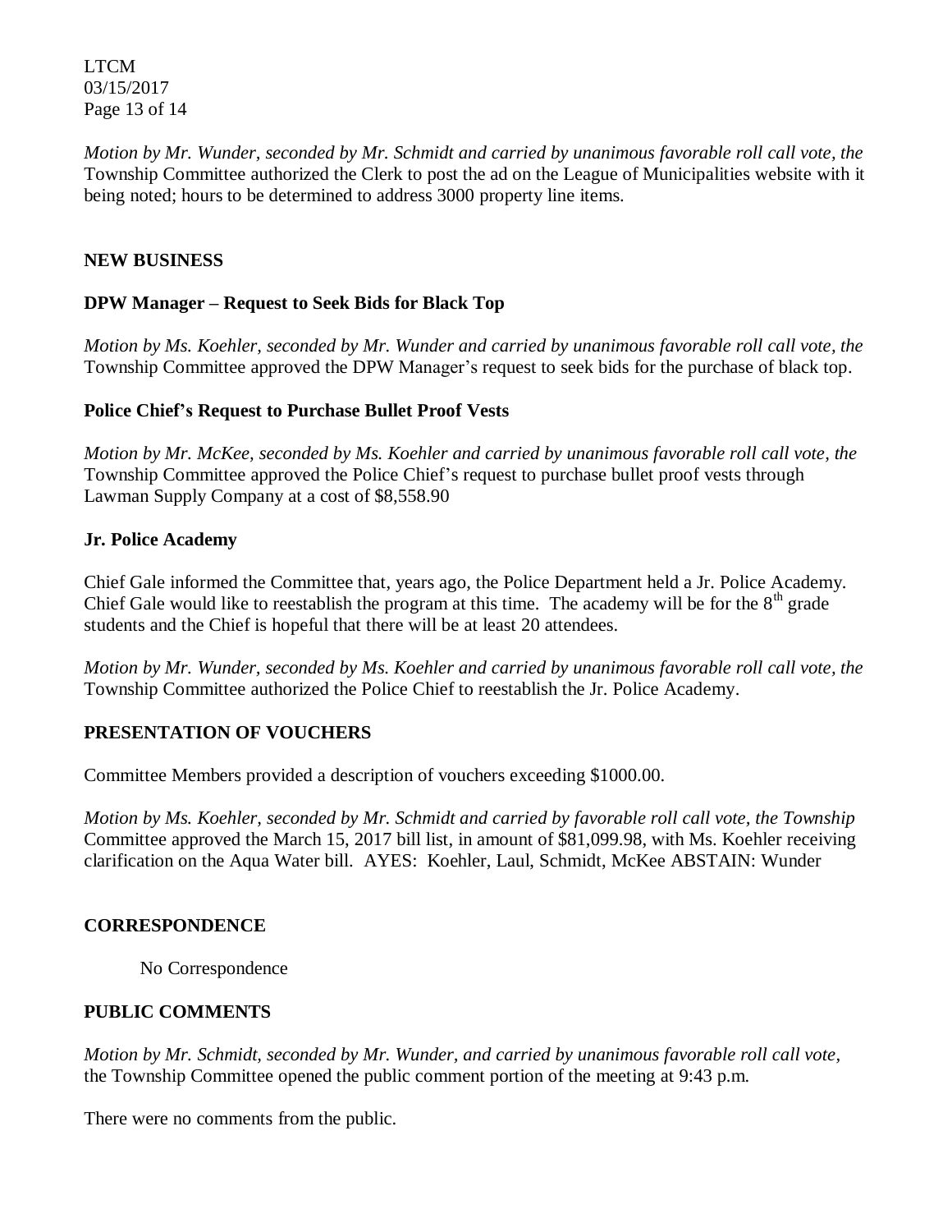*Motion by Mr. Wunder, seconded by Mr. Schmidt and carried by unanimous favorable roll call vote, the* Township Committee authorized the Clerk to post the ad on the League of Municipalities website with it being noted; hours to be determined to address 3000 property line items.

## NEW BUSINESS

### DPW Manager – Request to Seek Bids for Black Top

*Motion by Ms. Koehler, seconded by Mr. Wunder and carried by unanimous favorable roll call vote, the* Township Committee approved the DPW Manager's request to seek bids for the purchase of black top.

### Police Chief's Request to Purchase Bullet Proof Vests

*Motion by Mr. McKee, seconded by Ms. Koehler and carried by unanimous favorable roll call vote, the* Township Committee approved the Police Chief's request to purchase bullet proof vests through Lawman Supply Company at a cost of $8,558.90

### Jr. Police Academy

Chief Gale informed the Committee that, years ago, the Police Department held a Jr. Police Academy. Chief Gale would like to reestablish the program at this time. The academy will be for the 8th grade students and the Chief is hopeful that there will be at least 20 attendees.

*Motion by Mr. Wunder, seconded by Ms. Koehler and carried by unanimous favorable roll call vote, the* Township Committee authorized the Police Chief to reestablish the Jr. Police Academy.

## PRESENTATION OF VOUCHERS

Committee Members provided a description of vouchers exceeding $1000.00.

*Motion by Ms. Koehler, seconded by Mr. Schmidt and carried by favorable roll call vote, the Township* Committee approved the March 15, 2017 bill list, in amount of $81,099.98, with Ms. Koehler receiving clarification on the Aqua Water bill. AYES: Koehler, Laul, Schmidt, McKee ABSTAIN: Wunder

## CORRESPONDENCE

No Correspondence

## PUBLIC COMMENTS

*Motion by Mr. Schmidt, seconded by Mr. Wunder, and carried by unanimous favorable roll call vote,* the Township Committee opened the public comment portion of the meeting at 9:43 p.m.

There were no comments from the public.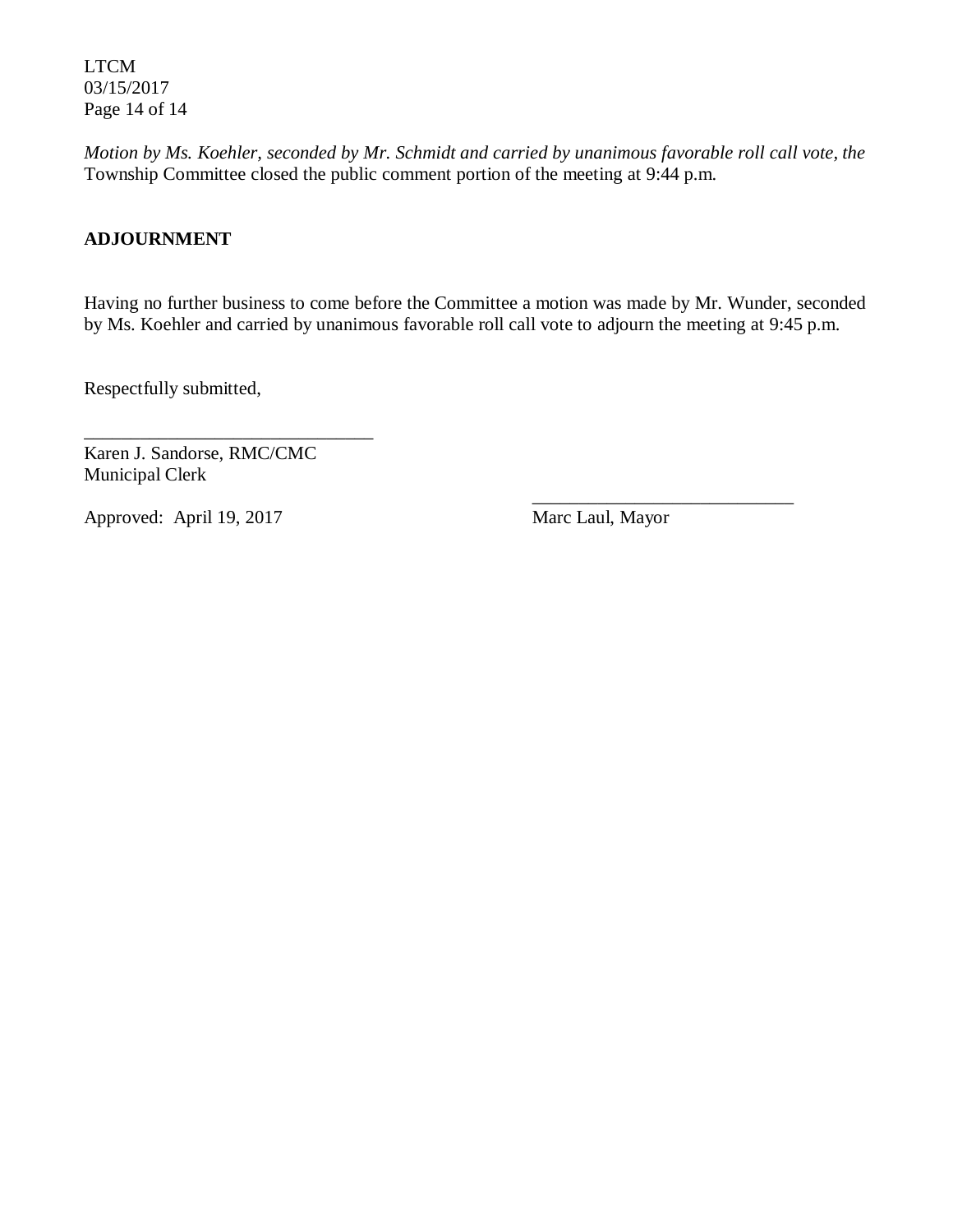*Motion by Ms. Koehler, seconded by Mr. Schmidt and carried by unanimous favorable roll call vote, the* Township Committee closed the public comment portion of the meeting at 9:44 p.m.

**ADJOURNMENT**

Having no further business to come before the Committee a motion was made by Mr. Wunder, seconded by Ms. Koehler and carried by unanimous favorable roll call vote to adjourn the meeting at 9:45 p.m.

Respectfully submitted,

_______________________________
Karen J. Sandorse, RMC/CMC
Municipal Clerk

Approved: April 19, 2017

_____________________________
Marc Laul, Mayor